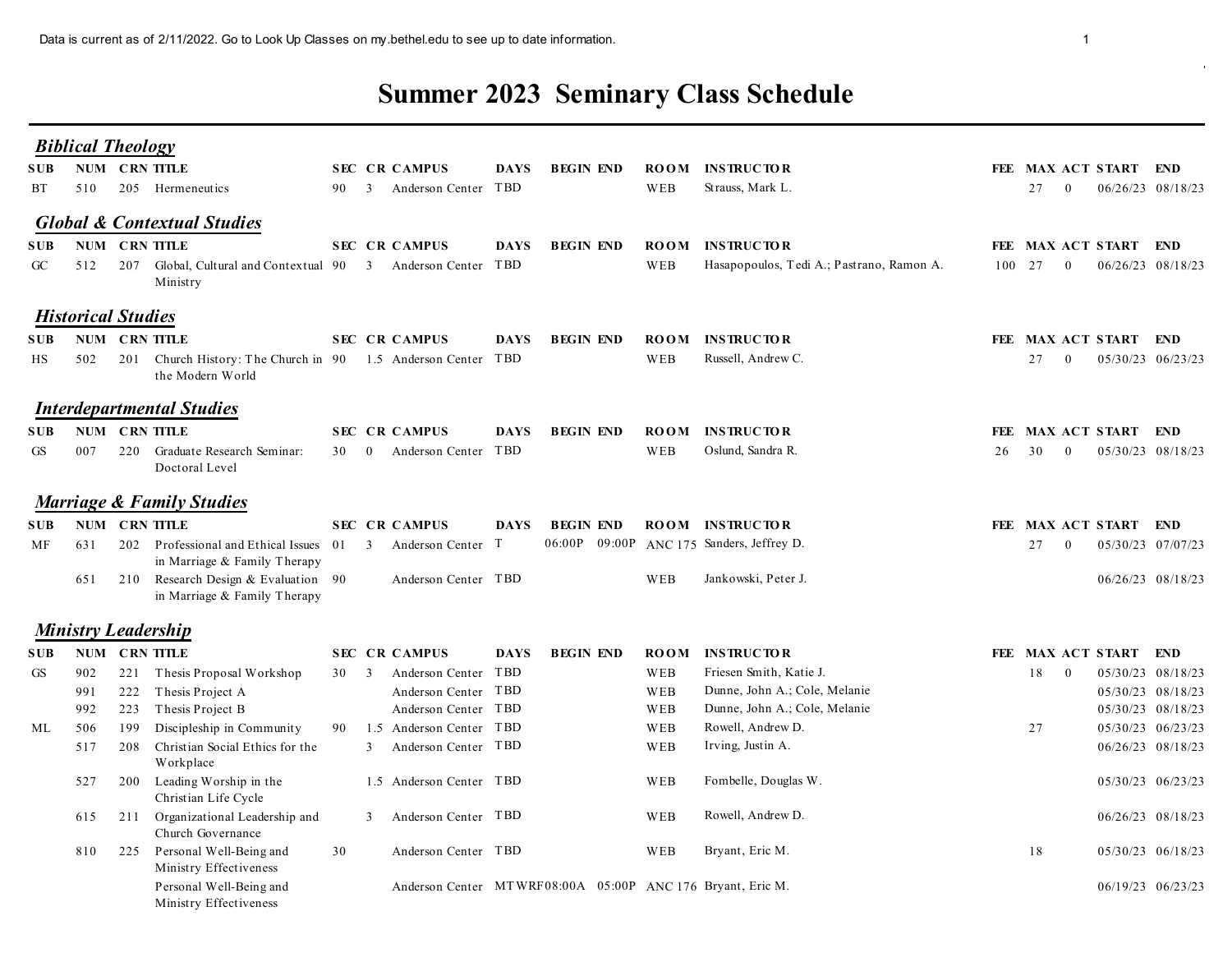Data is current as of 2/11/2022. Go to Look Up Classes on my.bethel.edu to see up to date information.

# Summer 2023 Seminary Class Schedule

## *Biblical Theology*

| SUB | NUM | CRN | TITLE | SEC | CR | CAMPUS | DAYS | BEGIN | END | ROOM | INSTRUCTOR | FEE | MAX | ACT | START | END |
|---|---|---|---|---|---|---|---|---|---|---|---|---|---|---|---|---|
| BT | 510 | 205 | Hermeneutics | 90 | 3 | Anderson Center | TBD | | | WEB | Strauss, Mark L. | | 27 | 0 | 06/26/23 | 08/18/23 |

## *Global & Contextual Studies*

| SUB | NUM | CRN | TITLE | SEC | CR | CAMPUS | DAYS | BEGIN | END | ROOM | INSTRUCTOR | FEE | MAX | ACT | START | END |
|---|---|---|---|---|---|---|---|---|---|---|---|---|---|---|---|---|
| GC | 512 | 207 | Global, Cultural and Contextual Ministry | 90 | 3 | Anderson Center | TBD | | | WEB | Hasapopoulos, Tedi A.; Pastrano, Ramon A. | 100 | 27 | 0 | 06/26/23 | 08/18/23 |

## *Historical Studies*

| SUB | NUM | CRN | TITLE | SEC | CR | CAMPUS | DAYS | BEGIN | END | ROOM | INSTRUCTOR | FEE | MAX | ACT | START | END |
|---|---|---|---|---|---|---|---|---|---|---|---|---|---|---|---|---|
| HS | 502 | 201 | Church History: The Church in the Modern World | 90 | 1.5 | Anderson Center | TBD | | | WEB | Russell, Andrew C. | | 27 | 0 | 05/30/23 | 06/23/23 |

## *Interdepartmental Studies*

| SUB | NUM | CRN | TITLE | SEC | CR | CAMPUS | DAYS | BEGIN | END | ROOM | INSTRUCTOR | FEE | MAX | ACT | START | END |
|---|---|---|---|---|---|---|---|---|---|---|---|---|---|---|---|---|
| GS | 007 | 220 | Graduate Research Seminar: Doctoral Level | 30 | 0 | Anderson Center | TBD | | | WEB | Oslund, Sandra R. | 26 | 30 | 0 | 05/30/23 | 08/18/23 |

## *Marriage & Family Studies*

| SUB | NUM | CRN | TITLE | SEC | CR | CAMPUS | DAYS | BEGIN | END | ROOM | INSTRUCTOR | FEE | MAX | ACT | START | END |
|---|---|---|---|---|---|---|---|---|---|---|---|---|---|---|---|---|
| MF | 631 | 202 | Professional and Ethical Issues in Marriage & Family Therapy | 01 | 3 | Anderson Center | T | 06:00P | 09:00P | ANC 175 | Sanders, Jeffrey D. | | 27 | 0 | 05/30/23 | 07/07/23 |
| | 651 | 210 | Research Design & Evaluation in Marriage & Family Therapy | 90 | | Anderson Center | TBD | | | WEB | Jankowski, Peter J. | | | | 06/26/23 | 08/18/23 |

## *Ministry Leadership*

| SUB | NUM | CRN | TITLE | SEC | CR | CAMPUS | DAYS | BEGIN | END | ROOM | INSTRUCTOR | FEE | MAX | ACT | START | END |
|---|---|---|---|---|---|---|---|---|---|---|---|---|---|---|---|---|
| GS | 902 | 221 | Thesis Proposal Workshop | 30 | 3 | Anderson Center | TBD | | | WEB | Friesen Smith, Katie J. | | 18 | 0 | 05/30/23 | 08/18/23 |
| | 991 | 222 | Thesis Project A | | | Anderson Center | TBD | | | WEB | Dunne, John A.; Cole, Melanie | | | | 05/30/23 | 08/18/23 |
| | 992 | 223 | Thesis Project B | | | Anderson Center | TBD | | | WEB | Dunne, John A.; Cole, Melanie | | | | 05/30/23 | 08/18/23 |
| ML | 506 | 199 | Discipleship in Community | 90 | 1.5 | Anderson Center | TBD | | | WEB | Rowell, Andrew D. | | 27 | | 05/30/23 | 06/23/23 |
| | 517 | 208 | Christian Social Ethics for the Workplace | | 3 | Anderson Center | TBD | | | WEB | Irving, Justin A. | | | | 06/26/23 | 08/18/23 |
| | 527 | 200 | Leading Worship in the Christian Life Cycle | | 1.5 | Anderson Center | TBD | | | WEB | Fombelle, Douglas W. | | | | 05/30/23 | 06/23/23 |
| | 615 | 211 | Organizational Leadership and Church Governance | | 3 | Anderson Center | TBD | | | WEB | Rowell, Andrew D. | | | | 06/26/23 | 08/18/23 |
| | 810 | 225 | Personal Well-Being and Ministry Effectiveness | 30 | | Anderson Center | TBD | | | WEB | Bryant, Eric M. | | 18 | | 05/30/23 | 06/18/23 |
| | | | Personal Well-Being and Ministry Effectiveness | | | Anderson Center | MTWRF | 08:00A | 05:00P | ANC 176 | Bryant, Eric M. | | | | 06/19/23 | 06/23/23 |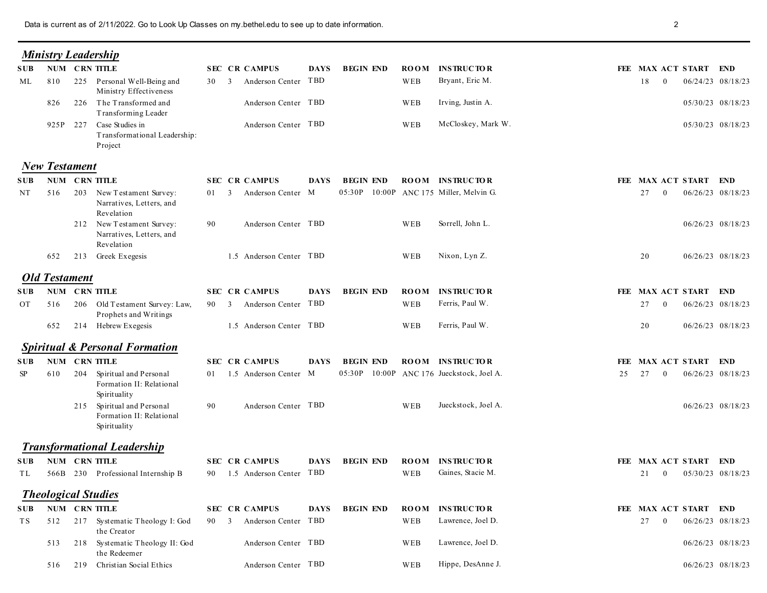Data is current as of 2/11/2022. Go to Look Up Classes on my.bethel.edu to see up to date information.

## *Ministry Leadership*

| SUB | NUM | CRN | TITLE | SEC | CR | CAMPUS | DAYS | BEGIN | END | ROOM | INSTRUCTOR | FEE | MAX | ACT | START | END |
|---|---|---|---|---|---|---|---|---|---|---|---|---|---|---|---|---|
| ML | 810 | 225 | Personal Well-Being and Ministry Effectiveness | 30 | 3 | Anderson Center | TBD | | | WEB | Bryant, Eric M. | | 18 | 0 | 06/24/23 | 08/18/23 |
| | 826 | 226 | The Transformed and Transforming Leader | | | Anderson Center | TBD | | | WEB | Irving, Justin A. | | | | 05/30/23 | 08/18/23 |
| | 925P | 227 | Case Studies in Transformational Leadership: Project | | | Anderson Center | TBD | | | WEB | McCloskey, Mark W. | | | | 05/30/23 | 08/18/23 |

## *New Testament*

| SUB | NUM | CRN | TITLE | SEC | CR | CAMPUS | DAYS | BEGIN | END | ROOM | INSTRUCTOR | FEE | MAX | ACT | START | END |
|---|---|---|---|---|---|---|---|---|---|---|---|---|---|---|---|---|
| NT | 516 | 203 | New Testament Survey: Narratives, Letters, and Revelation | 01 | 3 | Anderson Center | M | 05:30P | 10:00P | ANC 175 | Miller, Melvin G. | | 27 | 0 | 06/26/23 | 08/18/23 |
| | | 212 | New Testament Survey: Narratives, Letters, and Revelation | 90 | | Anderson Center | TBD | | | WEB | Sorrell, John L. | | | | 06/26/23 | 08/18/23 |
| | 652 | 213 | Greek Exegesis | | 1.5 | Anderson Center | TBD | | | WEB | Nixon, Lyn Z. | | 20 | | 06/26/23 | 08/18/23 |

## *Old Testament*

| SUB | NUM | CRN | TITLE | SEC | CR | CAMPUS | DAYS | BEGIN | END | ROOM | INSTRUCTOR | FEE | MAX | ACT | START | END |
|---|---|---|---|---|---|---|---|---|---|---|---|---|---|---|---|---|
| OT | 516 | 206 | Old Testament Survey: Law, Prophets and Writings | 90 | 3 | Anderson Center | TBD | | | WEB | Ferris, Paul W. | | 27 | 0 | 06/26/23 | 08/18/23 |
| | 652 | 214 | Hebrew Exegesis | | 1.5 | Anderson Center | TBD | | | WEB | Ferris, Paul W. | | 20 | | 06/26/23 | 08/18/23 |

## *Spiritual & Personal Formation*

| SUB | NUM | CRN | TITLE | SEC | CR | CAMPUS | DAYS | BEGIN | END | ROOM | INSTRUCTOR | FEE | MAX | ACT | START | END |
|---|---|---|---|---|---|---|---|---|---|---|---|---|---|---|---|---|
| SP | 610 | 204 | Spiritual and Personal Formation II: Relational Spirituality | 01 | 1.5 | Anderson Center | M | 05:30P | 10:00P | ANC 176 | Jueckstock, Joel A. | 25 | 27 | 0 | 06/26/23 | 08/18/23 |
| | | 215 | Spiritual and Personal Formation II: Relational Spirituality | 90 | | Anderson Center | TBD | | | WEB | Jueckstock, Joel A. | | | | 06/26/23 | 08/18/23 |

## *Transformational Leadership*

| SUB | NUM | CRN | TITLE | SEC | CR | CAMPUS | DAYS | BEGIN | END | ROOM | INSTRUCTOR | FEE | MAX | ACT | START | END |
|---|---|---|---|---|---|---|---|---|---|---|---|---|---|---|---|---|
| TL | 566B | 230 | Professional Internship B | 90 | 1.5 | Anderson Center | TBD | | | WEB | Gaines, Stacie M. | | 21 | 0 | 05/30/23 | 08/18/23 |

## *Theological Studies*

| SUB | NUM | CRN | TITLE | SEC | CR | CAMPUS | DAYS | BEGIN | END | ROOM | INSTRUCTOR | FEE | MAX | ACT | START | END |
|---|---|---|---|---|---|---|---|---|---|---|---|---|---|---|---|---|
| TS | 512 | 217 | Systematic Theology I: God the Creator | 90 | 3 | Anderson Center | TBD | | | WEB | Lawrence, Joel D. | | 27 | 0 | 06/26/23 | 08/18/23 |
| | 513 | 218 | Systematic Theology II: God the Redeemer | | | Anderson Center | TBD | | | WEB | Lawrence, Joel D. | | | | 06/26/23 | 08/18/23 |
| | 516 | 219 | Christian Social Ethics | | | Anderson Center | TBD | | | WEB | Hippe, DesAnne J. | | | | 06/26/23 | 08/18/23 |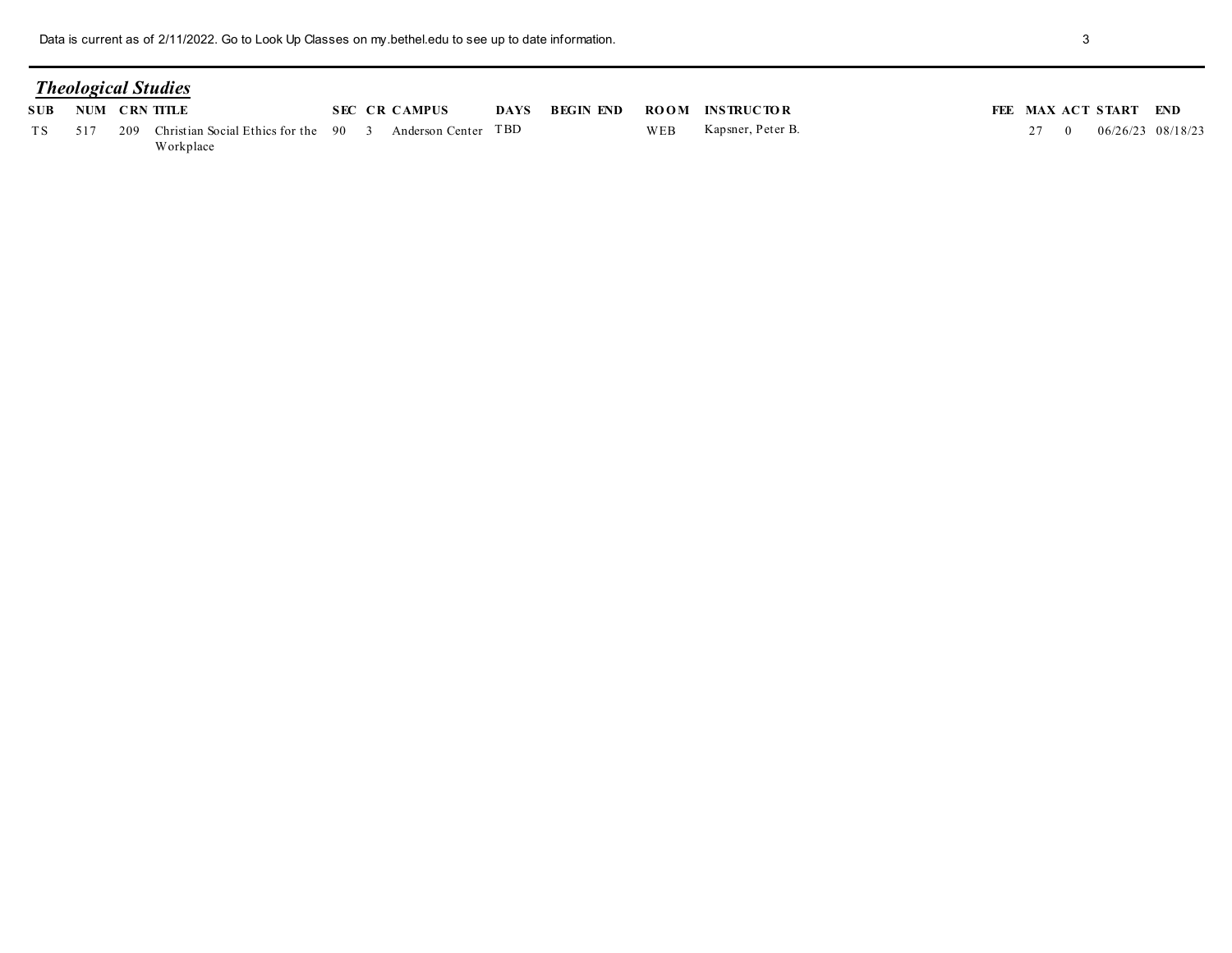## *Theological Studies*

| SUB | NUM | CRN | TITLE | SEC | CR | CAMPUS | DAYS | BEGIN | END | ROOM | INSTRUCTOR | FEE | MAX | ACT | START | END |
|---|---|---|---|---|---|---|---|---|---|---|---|---|---|---|---|---|
| TS | 517 | 209 | Christian Social Ethics for the Workplace | 90 | 3 | Anderson Center | TBD | | | WEB | Kapsner, Peter B. | | 27 | 0 | 06/26/23 | 08/18/23 |